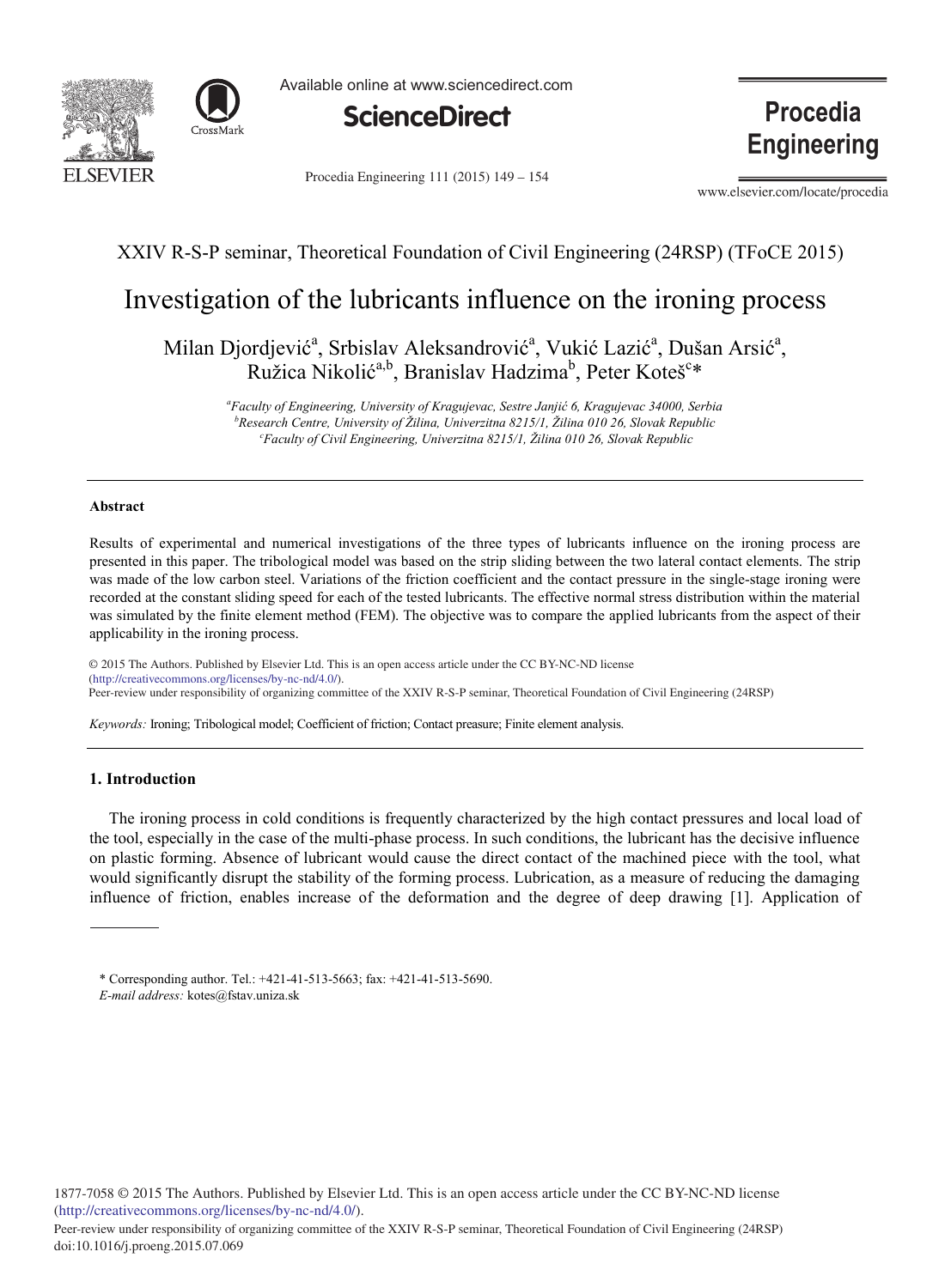XXIV R-S-P seminar, Theoretical Foundation of Civil Engineering (24RSP) (TFoCE 2015)

# Investigation of the lubricants influence on the ironing process

Milan Djordjević[a], Srbislav Aleksandrović[a], Vukić Lazić[a], Dušan Arsić[a], Ružica Nikolić[a,b], Branislav Hadzima[b], Peter Koteš[c]*

[a]*Faculty of Engineering, University of Kragujevac, Sestre Janjić 6, Kragujevac 34000, Serbia*
[b]*Research Centre, University of Žilina, Univerzitna 8215/1, Žilina 010 26, Slovak Republic*
[c]*Faculty of Civil Engineering, Univerzitna 8215/1, Žilina 010 26, Slovak Republic*

---

### Abstract

Results of experimental and numerical investigations of the three types of lubricants influence on the ironing process are presented in this paper. The tribological model was based on the strip sliding between the two lateral contact elements. The strip was made of the low carbon steel. Variations of the friction coefficient and the contact pressure in the single-stage ironing were recorded at the constant sliding speed for each of the tested lubricants. The effective normal stress distribution within the material was simulated by the finite element method (FEM). The objective was to compare the applied lubricants from the aspect of their applicability in the ironing process.

© 2015 The Authors. Published by Elsevier Ltd. This is an open access article under the CC BY-NC-ND license (http://creativecommons.org/licenses/by-nc-nd/4.0/).
Peer-review under responsibility of organizing committee of the XXIV R-S-P seminar, Theoretical Foundation of Civil Engineering (24RSP)

*Keywords:* Ironing; Tribological model; Coefficient of friction; Contact preasure; Finite element analysis.

---

## 1. Introduction

The ironing process in cold conditions is frequently characterized by the high contact pressures and local load of the tool, especially in the case of the multi-phase process. In such conditions, the lubricant has the decisive influence on plastic forming. Absence of lubricant would cause the direct contact of the machined piece with the tool, what would significantly disrupt the stability of the forming process. Lubrication, as a measure of reducing the damaging influence of friction, enables increase of the deformation and the degree of deep drawing [1]. Application of

---

\* Corresponding author. Tel.: +421-41-513-5663; fax: +421-41-513-5690.
*E-mail address:* kotes@fstav.uniza.sk

1877-7058 © 2015 The Authors. Published by Elsevier Ltd. This is an open access article under the CC BY-NC-ND license (http://creativecommons.org/licenses/by-nc-nd/4.0/).
Peer-review under responsibility of organizing committee of the XXIV R-S-P seminar, Theoretical Foundation of Civil Engineering (24RSP)
doi:10.1016/j.proeng.2015.07.069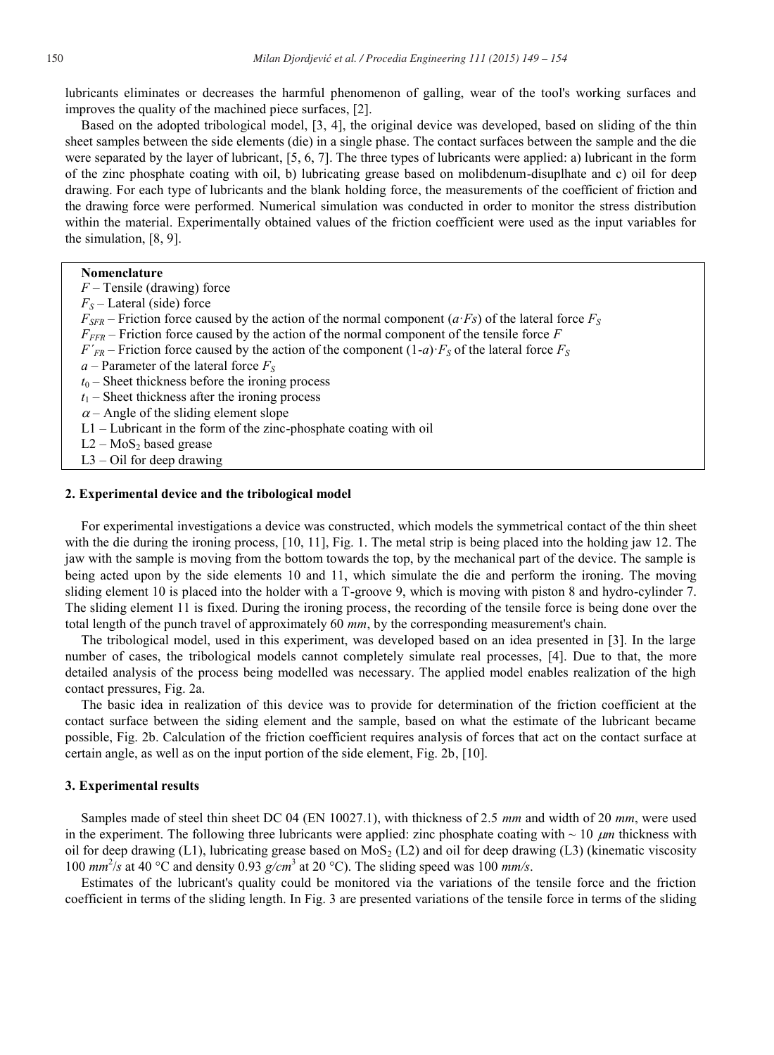lubricants eliminates or decreases the harmful phenomenon of galling, wear of the tool's working surfaces and improves the quality of the machined piece surfaces, [2].

Based on the adopted tribological model, [3, 4], the original device was developed, based on sliding of the thin sheet samples between the side elements (die) in a single phase. The contact surfaces between the sample and the die were separated by the layer of lubricant, [5, 6, 7]. The three types of lubricants were applied: a) lubricant in the form of the zinc phosphate coating with oil, b) lubricating grease based on molibdenum-disuplhate and c) oil for deep drawing. For each type of lubricants and the blank holding force, the measurements of the coefficient of friction and the drawing force were performed. Numerical simulation was conducted in order to monitor the stress distribution within the material. Experimentally obtained values of the friction coefficient were used as the input variables for the simulation, [8, 9].

**Nomenclature**

$F$ – Tensile (drawing) force
$F_S$ – Lateral (side) force
$F_{SFR}$ – Friction force caused by the action of the normal component ($a \cdot F_S$) of the lateral force $F_S$
$F_{FFR}$ – Friction force caused by the action of the normal component of the tensile force $F$
$F'_{FR}$ – Friction force caused by the action of the component $(1\text{-}a) \cdot F_S$ of the lateral force $F_S$
$a$ – Parameter of the lateral force $F_S$
$t_0$ – Sheet thickness before the ironing process
$t_1$ – Sheet thickness after the ironing process
$\alpha$ – Angle of the sliding element slope
L1 – Lubricant in the form of the zinc-phosphate coating with oil
L2 – $MoS_2$ based grease
L3 – Oil for deep drawing

## 2. Experimental device and the tribological model

For experimental investigations a device was constructed, which models the symmetrical contact of the thin sheet with the die during the ironing process, [10, 11], Fig. 1. The metal strip is being placed into the holding jaw 12. The jaw with the sample is moving from the bottom towards the top, by the mechanical part of the device. The sample is being acted upon by the side elements 10 and 11, which simulate the die and perform the ironing. The moving sliding element 10 is placed into the holder with a T-groove 9, which is moving with piston 8 and hydro-cylinder 7. The sliding element 11 is fixed. During the ironing process, the recording of the tensile force is being done over the total length of the punch travel of approximately 60 *mm*, by the corresponding measurement's chain.

The tribological model, used in this experiment, was developed based on an idea presented in [3]. In the large number of cases, the tribological models cannot completely simulate real processes, [4]. Due to that, the more detailed analysis of the process being modelled was necessary. The applied model enables realization of the high contact pressures, Fig. 2a.

The basic idea in realization of this device was to provide for determination of the friction coefficient at the contact surface between the siding element and the sample, based on what the estimate of the lubricant became possible, Fig. 2b. Calculation of the friction coefficient requires analysis of forces that act on the contact surface at certain angle, as well as on the input portion of the side element, Fig. 2b, [10].

## 3. Experimental results

Samples made of steel thin sheet DC 04 (EN 10027.1), with thickness of 2.5 *mm* and width of 20 *mm*, were used in the experiment. The following three lubricants were applied: zinc phosphate coating with ~ 10 $\mu m$ thickness with oil for deep drawing (L1), lubricating grease based on $MoS_2$ (L2) and oil for deep drawing (L3) (kinematic viscosity 100 $mm^2/s$ at 40 °C and density 0.93 $g/cm^3$ at 20 °C). The sliding speed was 100 *mm/s*.

Estimates of the lubricant's quality could be monitored via the variations of the tensile force and the friction coefficient in terms of the sliding length. In Fig. 3 are presented variations of the tensile force in terms of the sliding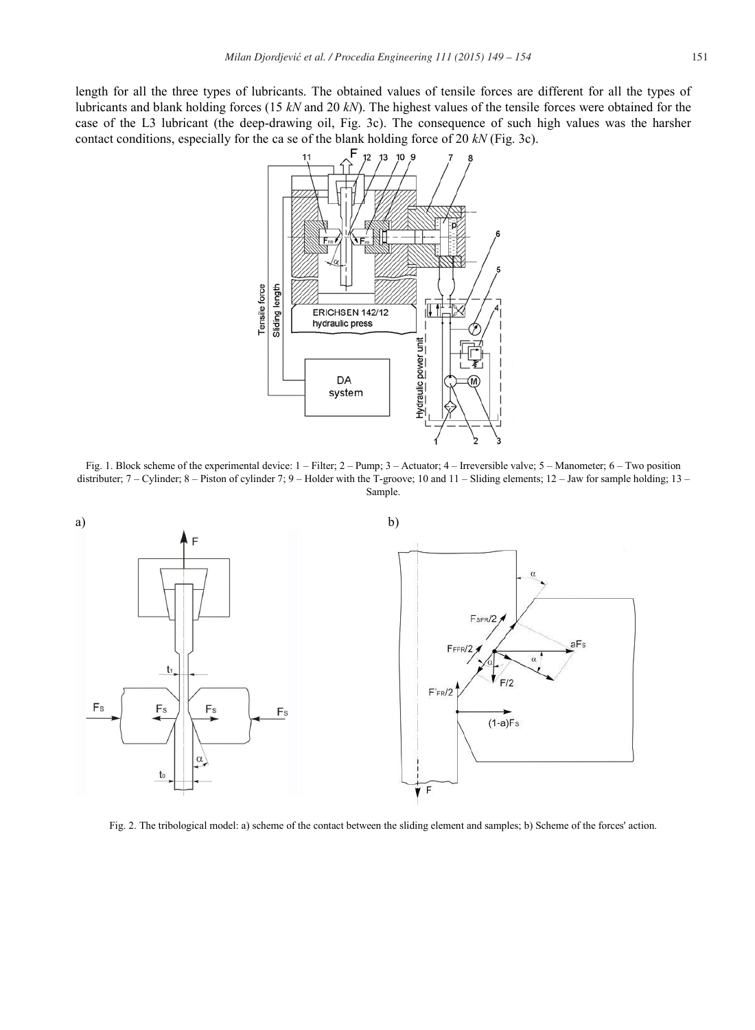length for all the three types of lubricants. The obtained values of tensile forces are different for all the types of lubricants and blank holding forces (15 *kN* and 20 *kN*). The highest values of the tensile forces were obtained for the case of the L3 lubricant (the deep-drawing oil, Fig. 3c). The consequence of such high values was the harsher contact conditions, especially for the ca se of the blank holding force of 20 *kN* (Fig. 3c).

Fig. 1. Block scheme of the experimental device: 1 – Filter; 2 – Pump; 3 – Actuator; 4 – Irreversible valve; 5 – Manometer; 6 – Two position distributer; 7 – Cylinder; 8 – Piston of cylinder 7; 9 – Holder with the T-groove; 10 and 11 – Sliding elements; 12 – Jaw for sample holding; 13 – Sample.

Fig. 2. The tribological model: a) scheme of the contact between the sliding element and samples; b) Scheme of the forces' action.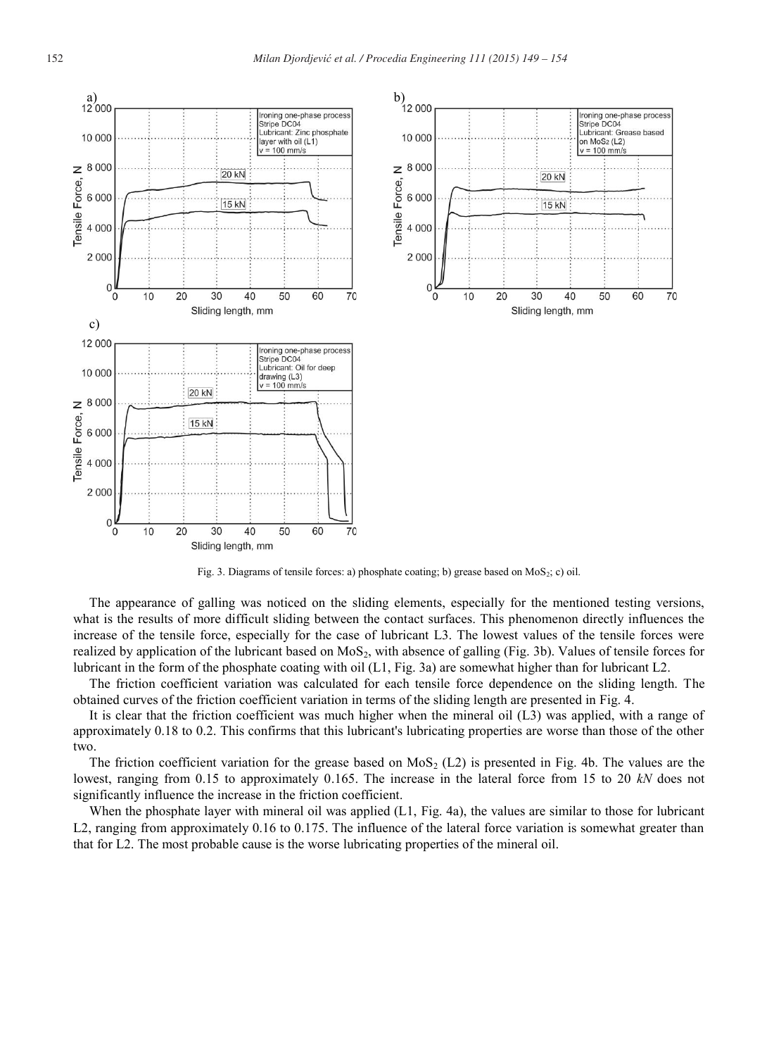a)

12 000
10 000
8 000
6 000
4 000
2 000
0

Tensile Force, N

0 10 20 30 40 50 60 70

Sliding length, mm

Ironing one-phase process
Stripe DC04
Lubricant: Zinc phosphate layer with oil (L1)
v = 100 mm/s

20 kN

15 kN

b)

12 000
10 000
8 000
6 000
4 000
2 000
0

Tensile Force, N

0 10 20 30 40 50 60 70

Sliding length, mm

Ironing one-phase process
Stripe DC04
Lubricant: Grease based on $MoS_2$ (L2)
v = 100 mm/s

20 kN

15 kN

c)

12 000
10 000
8 000
6 000
4 000
2 000
0

Tensile Force, N

0 10 20 30 40 50 60 70

Sliding length, mm

Ironing one-phase process
Stripe DC04
Lubricant: Oil for deep drawing (L3)
v = 100 mm/s

20 kN

15 kN

Fig. 3. Diagrams of tensile forces: a) phosphate coating; b) grease based on $MoS_2$; c) oil.

The appearance of galling was noticed on the sliding elements, especially for the mentioned testing versions, what is the results of more difficult sliding between the contact surfaces. This phenomenon directly influences the increase of the tensile force, especially for the case of lubricant L3. The lowest values of the tensile forces were realized by application of the lubricant based on $MoS_2$, with absence of galling (Fig. 3b). Values of tensile forces for lubricant in the form of the phosphate coating with oil (L1, Fig. 3a) are somewhat higher than for lubricant L2.

The friction coefficient variation was calculated for each tensile force dependence on the sliding length. The obtained curves of the friction coefficient variation in terms of the sliding length are presented in Fig. 4.

It is clear that the friction coefficient was much higher when the mineral oil (L3) was applied, with a range of approximately 0.18 to 0.2. This confirms that this lubricant's lubricating properties are worse than those of the other two.

The friction coefficient variation for the grease based on $MoS_2$ (L2) is presented in Fig. 4b. The values are the lowest, ranging from 0.15 to approximately 0.165. The increase in the lateral force from 15 to 20 *kN* does not significantly influence the increase in the friction coefficient.

When the phosphate layer with mineral oil was applied (L1, Fig. 4a), the values are similar to those for lubricant L2, ranging from approximately 0.16 to 0.175. The influence of the lateral force variation is somewhat greater than that for L2. The most probable cause is the worse lubricating properties of the mineral oil.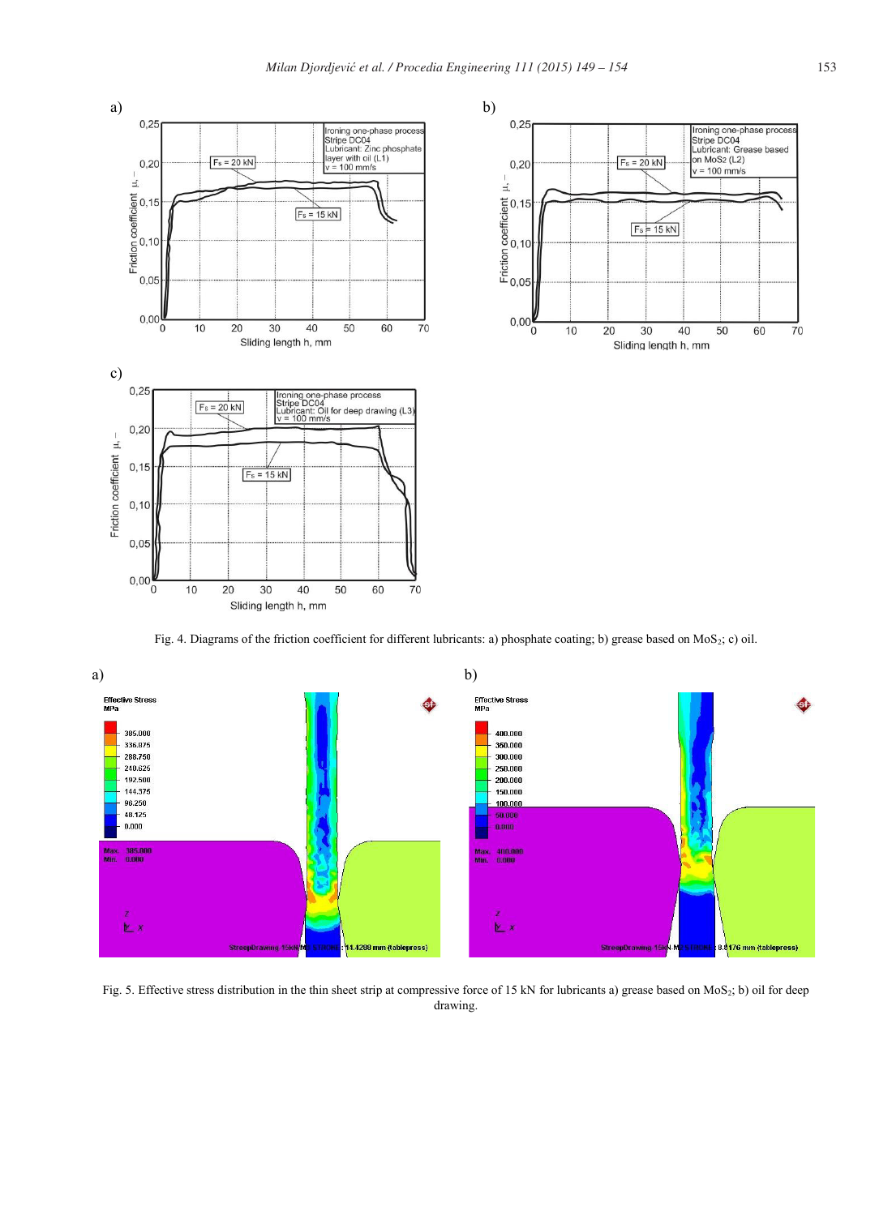Fig. 4. Diagrams of the friction coefficient for different lubricants: a) phosphate coating; b) grease based on $MoS_2$; c) oil.

Fig. 5. Effective stress distribution in the thin sheet strip at compressive force of 15 kN for lubricants a) grease based on $MoS_2$; b) oil for deep drawing.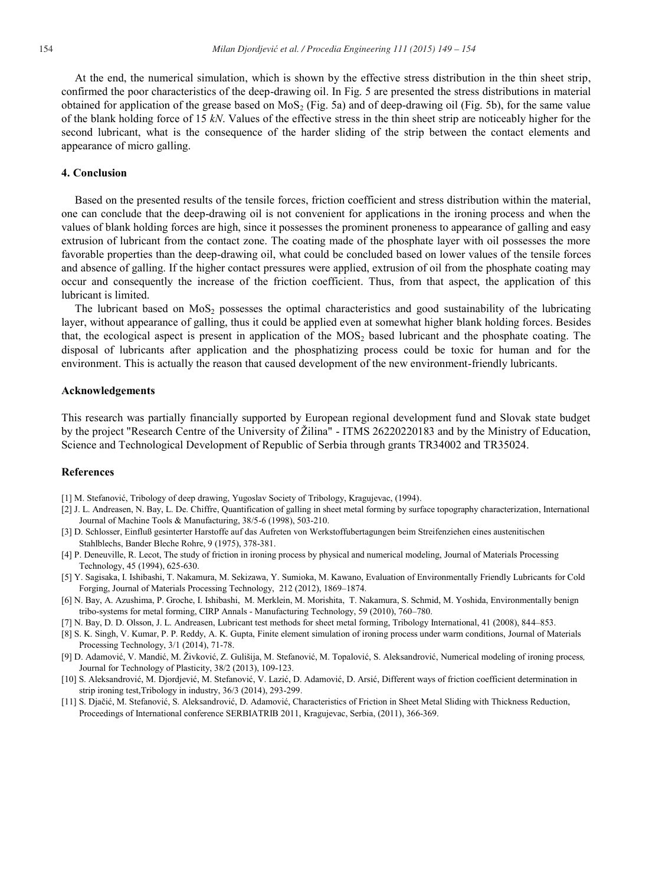At the end, the numerical simulation, which is shown by the effective stress distribution in the thin sheet strip, confirmed the poor characteristics of the deep-drawing oil. In Fig. 5 are presented the stress distributions in material obtained for application of the grease based on $MoS_2$ (Fig. 5a) and of deep-drawing oil (Fig. 5b), for the same value of the blank holding force of 15 *kN*. Values of the effective stress in the thin sheet strip are noticeably higher for the second lubricant, what is the consequence of the harder sliding of the strip between the contact elements and appearance of micro galling.

## 4. Conclusion

Based on the presented results of the tensile forces, friction coefficient and stress distribution within the material, one can conclude that the deep-drawing oil is not convenient for applications in the ironing process and when the values of blank holding forces are high, since it possesses the prominent proneness to appearance of galling and easy extrusion of lubricant from the contact zone. The coating made of the phosphate layer with oil possesses the more favorable properties than the deep-drawing oil, what could be concluded based on lower values of the tensile forces and absence of galling. If the higher contact pressures were applied, extrusion of oil from the phosphate coating may occur and consequently the increase of the friction coefficient. Thus, from that aspect, the application of this lubricant is limited.

The lubricant based on $MoS_2$ possesses the optimal characteristics and good sustainability of the lubricating layer, without appearance of galling, thus it could be applied even at somewhat higher blank holding forces. Besides that, the ecological aspect is present in application of the $MOS_2$ based lubricant and the phosphate coating. The disposal of lubricants after application and the phosphatizing process could be toxic for human and for the environment. This is actually the reason that caused development of the new environment-friendly lubricants.

## Acknowledgements

This research was partially financially supported by European regional development fund and Slovak state budget by the project "Research Centre of the University of Žilina" - ITMS 26220220183 and by the Ministry of Education, Science and Technological Development of Republic of Serbia through grants TR34002 and TR35024.

## References

[1] M. Stefanović, Tribology of deep drawing, Yugoslav Society of Tribology, Kragujevac, (1994).

[2] J. L. Andreasen, N. Bay, L. De. Chiffre, Quantification of galling in sheet metal forming by surface topography characterization, International Journal of Machine Tools & Manufacturing, 38/5-6 (1998), 503-210.

[3] D. Schlosser, Einfluß gesinterter Harstoffe auf das Aufreten von Werkstoffubertagungen beim Streifenziehen eines austenitischen Stahlblechs, Bander Bleche Rohre, 9 (1975), 378-381.

[4] P. Deneuville, R. Lecot, The study of friction in ironing process by physical and numerical modeling, Journal of Materials Processing Technology, 45 (1994), 625-630.

[5] Y. Sagisaka, I. Ishibashi, T. Nakamura, M. Sekizawa, Y. Sumioka, M. Kawano, Evaluation of Environmentally Friendly Lubricants for Cold Forging, Journal of Materials Processing Technology, 212 (2012), 1869–1874.

[6] N. Bay, A. Azushima, P. Groche, I. Ishibashi, M. Merklein, M. Morishita, T. Nakamura, S. Schmid, M. Yoshida, Environmentally benign tribo-systems for metal forming, CIRP Annals - Manufacturing Technology, 59 (2010), 760–780.

[7] N. Bay, D. D. Olsson, J. L. Andreasen, Lubricant test methods for sheet metal forming, Tribology International, 41 (2008), 844–853.

[8] S. K. Singh, V. Kumar, P. P. Reddy, A. K. Gupta, Finite element simulation of ironing process under warm conditions, Journal of Materials Processing Technology, 3/1 (2014), 71-78.

[9] D. Adamović, V. Mandić, M. Živković, Z. Gulišija, M. Stefanović, M. Topalović, S. Aleksandrović, Numerical modeling of ironing process, Journal for Technology of Plasticity, 38/2 (2013), 109-123.

[10] S. Aleksandrović, M. Djordjević, M. Stefanović, V. Lazić, D. Adamović, D. Arsić, Different ways of friction coefficient determination in strip ironing test,Tribology in industry, 36/3 (2014), 293-299.

[11] S. Djačić, M. Stefanović, S. Aleksandrović, D. Adamović, Characteristics of Friction in Sheet Metal Sliding with Thickness Reduction, Proceedings of International conference SERBIATRIB 2011, Kragujevac, Serbia, (2011), 366-369.